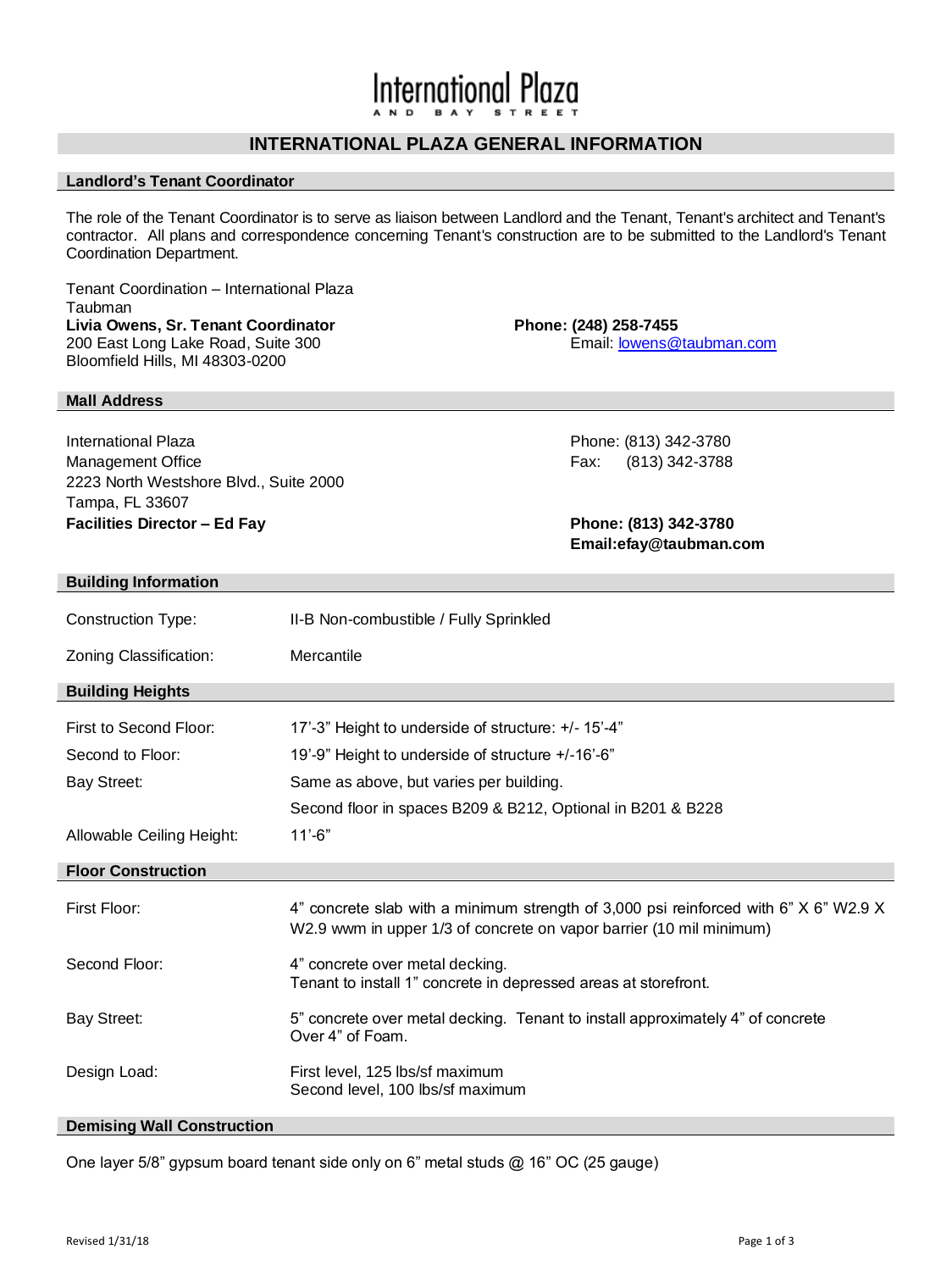# International Plaza

AND BAY STREET

## INTERNATIONAL PLAZA GENERAL INFORMATION

### Landlord's Tenant Coordinator

The role of the Tenant Coordinator is to serve as liaison between Landlord and the Tenant, Tenant's architect and Tenant's contractor. All plans and correspondence concerning Tenant's construction are to be submitted to the Landlord's Tenant Coordination Department.

Tenant Coordination – International Plaza
Taubman
**Livia Owens, Sr. Tenant Coordinator**
200 East Long Lake Road, Suite 300
Bloomfield Hills, MI 48303-0200

**Phone: (248) 258-7455**
Email: lowens@taubman.com

### Mall Address

International Plaza
Management Office
2223 North Westshore Blvd., Suite 2000
Tampa, FL 33607
**Facilities Director – Ed Fay**

Phone: (813) 342-3780
Fax: (813) 342-3788

**Phone: (813) 342-3780**
**Email:efay@taubman.com**

### Building Information

| | |
|---|---|
| Construction Type: | II-B Non-combustible / Fully Sprinkled |
| Zoning Classification: | Mercantile |

### Building Heights

| | |
|---|---|
| First to Second Floor: | 17'-3" Height to underside of structure: +/- 15'-4" |
| Second to Floor: | 19'-9" Height to underside of structure +/-16'-6" |
| Bay Street: | Same as above, but varies per building.<br>Second floor in spaces B209 & B212, Optional in B201 & B228 |
| Allowable Ceiling Height: | 11'-6" |

### Floor Construction

| | |
|---|---|
| First Floor: | 4" concrete slab with a minimum strength of 3,000 psi reinforced with 6" X 6" W2.9 X W2.9 wwm in upper 1/3 of concrete on vapor barrier (10 mil minimum) |
| Second Floor: | 4" concrete over metal decking.<br>Tenant to install 1" concrete in depressed areas at storefront. |
| Bay Street: | 5" concrete over metal decking. Tenant to install approximately 4" of concrete Over 4" of Foam. |
| Design Load: | First level, 125 lbs/sf maximum<br>Second level, 100 lbs/sf maximum |

### Demising Wall Construction

One layer 5/8" gypsum board tenant side only on 6" metal studs @ 16" OC (25 gauge)

Revised 1/31/18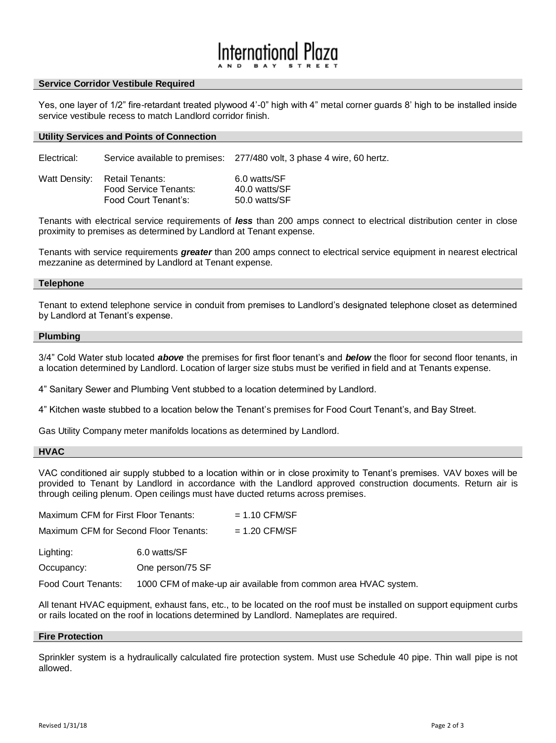## Service Corridor Vestibule Required

Yes, one layer of 1/2" fire-retardant treated plywood 4'-0" high with 4" metal corner guards 8' high to be installed inside service vestibule recess to match Landlord corridor finish.

## Utility Services and Points of Connection

| | | |
|---|---|---|
| Electrical: | Service available to premises: | 277/480 volt, 3 phase 4 wire, 60 hertz. |
| Watt Density: | Retail Tenants: | 6.0 watts/SF |
| | Food Service Tenants: | 40.0 watts/SF |
| | Food Court Tenant's: | 50.0 watts/SF |

Tenants with electrical service requirements of ***less*** than 200 amps connect to electrical distribution center in close proximity to premises as determined by Landlord at Tenant expense.

Tenants with service requirements ***greater*** than 200 amps connect to electrical service equipment in nearest electrical mezzanine as determined by Landlord at Tenant expense.

## Telephone

Tenant to extend telephone service in conduit from premises to Landlord's designated telephone closet as determined by Landlord at Tenant's expense.

## Plumbing

3/4" Cold Water stub located ***above*** the premises for first floor tenant's and ***below*** the floor for second floor tenants, in a location determined by Landlord. Location of larger size stubs must be verified in field and at Tenants expense.

4" Sanitary Sewer and Plumbing Vent stubbed to a location determined by Landlord.

4" Kitchen waste stubbed to a location below the Tenant's premises for Food Court Tenant's, and Bay Street.

Gas Utility Company meter manifolds locations as determined by Landlord.

## HVAC

VAC conditioned air supply stubbed to a location within or in close proximity to Tenant's premises. VAV boxes will be provided to Tenant by Landlord in accordance with the Landlord approved construction documents. Return air is through ceiling plenum. Open ceilings must have ducted returns across premises.

Maximum CFM for First Floor Tenants: = 1.10 CFM/SF

Maximum CFM for Second Floor Tenants: = 1.20 CFM/SF

Lighting: 6.0 watts/SF

Occupancy: One person/75 SF

Food Court Tenants: 1000 CFM of make-up air available from common area HVAC system.

All tenant HVAC equipment, exhaust fans, etc., to be located on the roof must be installed on support equipment curbs or rails located on the roof in locations determined by Landlord. Nameplates are required.

## Fire Protection

Sprinkler system is a hydraulically calculated fire protection system. Must use Schedule 40 pipe. Thin wall pipe is not allowed.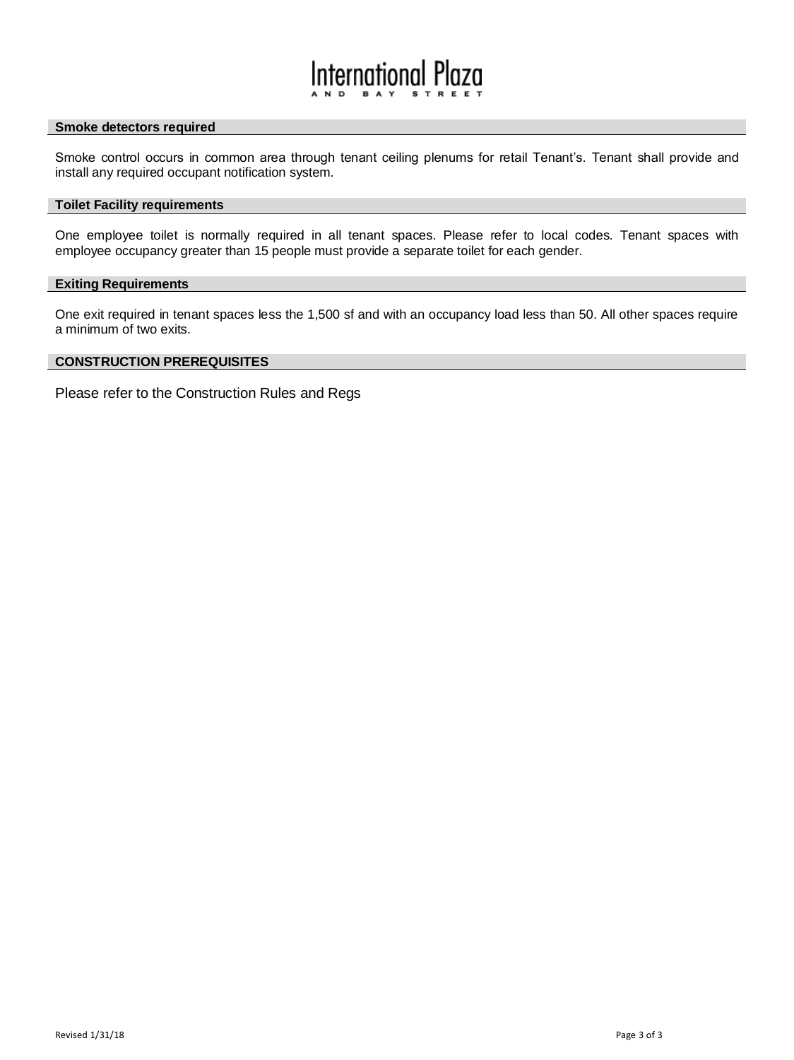### Smoke detectors required

Smoke control occurs in common area through tenant ceiling plenums for retail Tenant's. Tenant shall provide and install any required occupant notification system.

### Toilet Facility requirements

One employee toilet is normally required in all tenant spaces. Please refer to local codes. Tenant spaces with employee occupancy greater than 15 people must provide a separate toilet for each gender.

### Exiting Requirements

One exit required in tenant spaces less the 1,500 sf and with an occupancy load less than 50. All other spaces require a minimum of two exits.

### CONSTRUCTION PREREQUISITES

Please refer to the Construction Rules and Regs

Revised 1/31/18